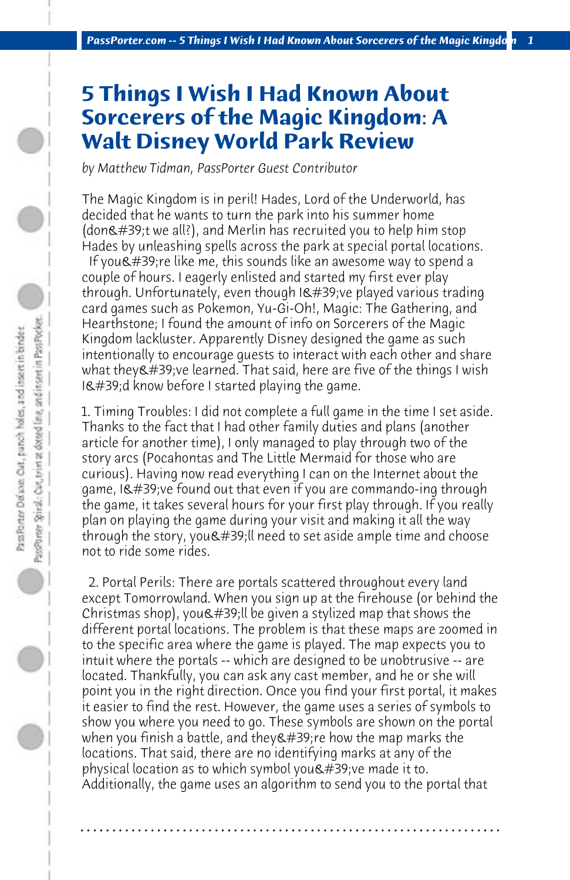# 5 Things I Wish I Had Known About Sorcerers of the Magic Kingdom: A Walt Disney World Park Review

*by Matthew Tidman, PassPorter Guest Contributor*

The Magic Kingdom is in peril! Hades, Lord of the Underworld, has decided that he wants to turn the park into his summer home (don&#39;t we all?), and Merlin has recruited you to help him stop Hades by unleashing spells across the park at special portal locations. If you&#39;re like me, this sounds like an awesome way to spend a couple of hours. I eagerly enlisted and started my first ever play through. Unfortunately, even though I&#39;ve played various trading card games such as Pokemon, Yu-Gi-Oh!, Magic: The Gathering, and Hearthstone; I found the amount of info on Sorcerers of the Magic Kingdom lackluster. Apparently Disney designed the game as such intentionally to encourage guests to interact with each other and share what they&#39;ve learned. That said, here are five of the things I wish I&#39;d know before I started playing the game.

1. Timing Troubles: I did not complete a full game in the time I set aside. Thanks to the fact that I had other family duties and plans (another article for another time), I only managed to play through two of the story arcs (Pocahontas and The Little Mermaid for those who are curious). Having now read everything I can on the Internet about the game, I&#39;ve found out that even if you are commando-ing through the game, it takes several hours for your first play through. If you really plan on playing the game during your visit and making it all the way through the story, you&#39;ll need to set aside ample time and choose not to ride some rides.

2. Portal Perils: There are portals scattered throughout every land except Tomorrowland. When you sign up at the firehouse (or behind the Christmas shop), you&#39;ll be given a stylized map that shows the different portal locations. The problem is that these maps are zoomed in to the specific area where the game is played. The map expects you to intuit where the portals -- which are designed to be unobtrusive -- are located. Thankfully, you can ask any cast member, and he or she will point you in the right direction. Once you find your first portal, it makes it easier to find the rest. However, the game uses a series of symbols to show you where you need to go. These symbols are shown on the portal when you finish a battle, and they&#39;re how the map marks the locations. That said, there are no identifying marks at any of the physical location as to which symbol you&#39;ve made it to. Additionally, the game uses an algorithm to send you to the portal that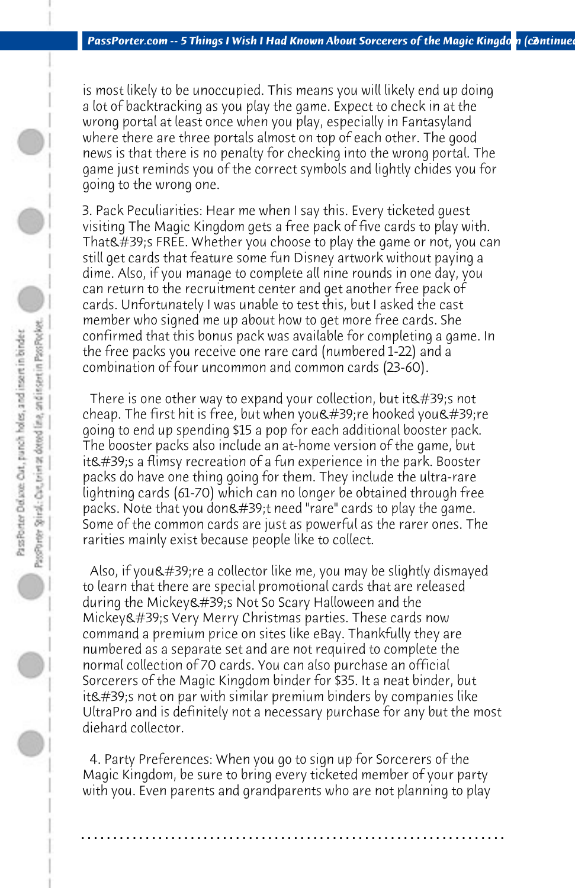is most likely to be unoccupied. This means you will likely end up doing a lot of backtracking as you play the game. Expect to check in at the wrong portal at least once when you play, especially in Fantasyland where there are three portals almost on top of each other. The good news is that there is no penalty for checking into the wrong portal. The game just reminds you of the correct symbols and lightly chides you for going to the wrong one.

3. Pack Peculiarities: Hear me when I say this. Every ticketed guest visiting The Magic Kingdom gets a free pack of five cards to play with. That&#39;s FREE. Whether you choose to play the game or not, you can still get cards that feature some fun Disney artwork without paying a dime. Also, if you manage to complete all nine rounds in one day, you can return to the recruitment center and get another free pack of cards. Unfortunately I was unable to test this, but I asked the cast member who signed me up about how to get more free cards. She confirmed that this bonus pack was available for completing a game. In the free packs you receive one rare card (numbered 1-22) and a combination of four uncommon and common cards (23-60).

There is one other way to expand your collection, but it&#39;s not cheap. The first hit is free, but when you&#39;re hooked you&#39;re going to end up spending $15 a pop for each additional booster pack. The booster packs also include an at-home version of the game, but it&#39;s a flimsy recreation of a fun experience in the park. Booster packs do have one thing going for them. They include the ultra-rare lightning cards (61-70) which can no longer be obtained through free packs. Note that you don&#39;t need "rare" cards to play the game. Some of the common cards are just as powerful as the rarer ones. The rarities mainly exist because people like to collect.

Also, if you&#39;re a collector like me, you may be slightly dismayed to learn that there are special promotional cards that are released during the Mickey&#39;s Not So Scary Halloween and the Mickey&#39;s Very Merry Christmas parties. These cards now command a premium price on sites like eBay. Thankfully they are numbered as a separate set and are not required to complete the normal collection of 70 cards. You can also purchase an official Sorcerers of the Magic Kingdom binder for $35. It a neat binder, but it&#39;s not on par with similar premium binders by companies like UltraPro and is definitely not a necessary purchase for any but the most diehard collector.

4. Party Preferences: When you go to sign up for Sorcerers of the Magic Kingdom, be sure to bring every ticketed member of your party with you. Even parents and grandparents who are not planning to play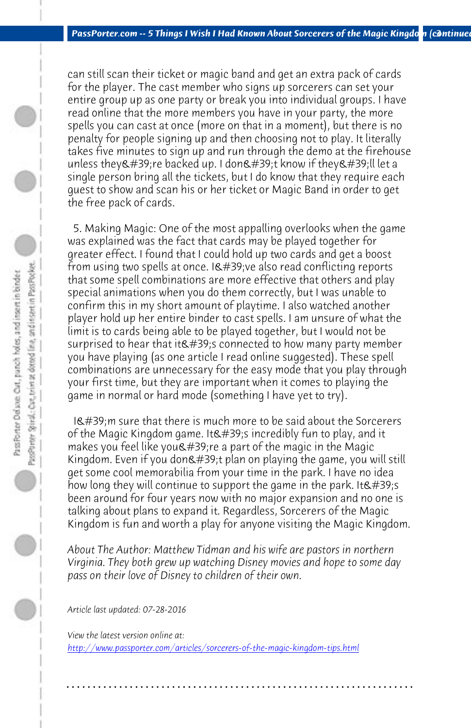can still scan their ticket or magic band and get an extra pack of cards for the player. The cast member who signs up sorcerers can set your entire group up as one party or break you into individual groups. I have read online that the more members you have in your party, the more spells you can cast at once (more on that in a moment), but there is no penalty for people signing up and then choosing not to play. It literally takes five minutes to sign up and run through the demo at the firehouse unless they&#39;re backed up. I don&#39;t know if they&#39;ll let a single person bring all the tickets, but I do know that they require each guest to show and scan his or her ticket or Magic Band in order to get the free pack of cards.

5. Making Magic: One of the most appalling overlooks when the game was explained was the fact that cards may be played together for greater effect. I found that I could hold up two cards and get a boost from using two spells at once. I&#39;ve also read conflicting reports that some spell combinations are more effective that others and play special animations when you do them correctly, but I was unable to confirm this in my short amount of playtime. I also watched another player hold up her entire binder to cast spells. I am unsure of what the limit is to cards being able to be played together, but I would not be surprised to hear that it&#39;s connected to how many party member you have playing (as one article I read online suggested). These spell combinations are unnecessary for the easy mode that you play through your first time, but they are important when it comes to playing the game in normal or hard mode (something I have yet to try).

I&#39;m sure that there is much more to be said about the Sorcerers of the Magic Kingdom game. It&#39;s incredibly fun to play, and it makes you feel like you&#39;re a part of the magic in the Magic Kingdom. Even if you don&#39;t plan on playing the game, you will still get some cool memorabilia from your time in the park. I have no idea how long they will continue to support the game in the park. It&#39;s been around for four years now with no major expansion and no one is talking about plans to expand it. Regardless, Sorcerers of the Magic Kingdom is fun and worth a play for anyone visiting the Magic Kingdom.

*About The Author: Matthew Tidman and his wife are pastors in northern Virginia. They both grew up watching Disney movies and hope to some day pass on their love of Disney to children of their own.*

*Article last updated: 07-28-2016*

*View the latest version online at:*
[http://www.passporter.com/articles/sorcerers-of-the-magic-kingdom-tips.html](http://www.passporter.com/articles/sorcerers-of-the-magic-kingdom-tips.html)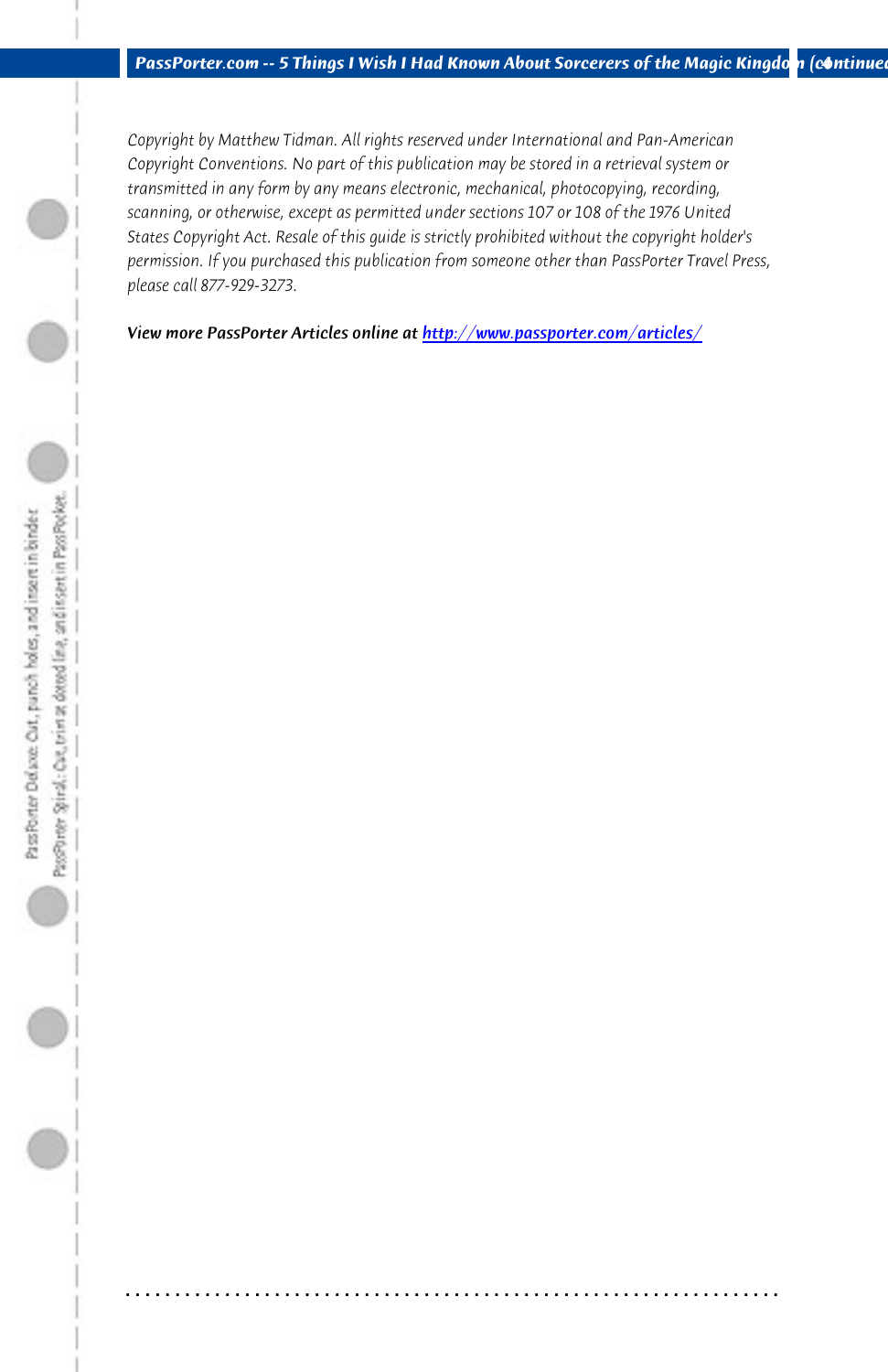*Copyright by Matthew Tidman. All rights reserved under International and Pan-American Copyright Conventions. No part of this publication may be stored in a retrieval system or transmitted in any form by any means electronic, mechanical, photocopying, recording, scanning, or otherwise, except as permitted under sections 107 or 108 of the 1976 United States Copyright Act. Resale of this guide is strictly prohibited without the copyright holder's permission. If you purchased this publication from someone other than PassPorter Travel Press, please call 877-929-3273.*

***View more PassPorter Articles online at [http://www.passporter.com/articles/](http://www.passporter.com/articles/)***